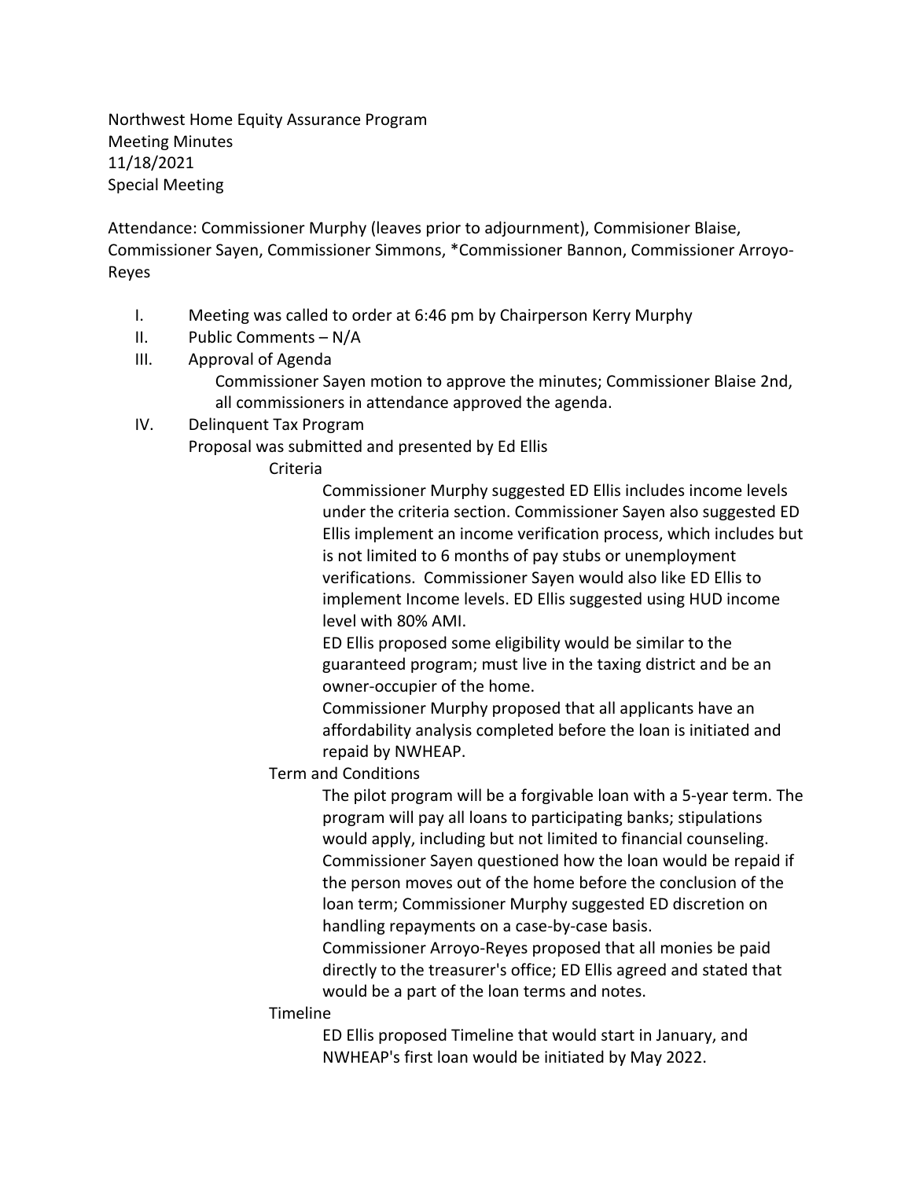Northwest Home Equity Assurance Program
Meeting Minutes
11/18/2021
Special Meeting

Attendance: Commissioner Murphy (leaves prior to adjournment), Commisioner Blaise, Commissioner Sayen, Commissioner Simmons, *Commissioner Bannon, Commissioner Arroyo-Reyes

I. Meeting was called to order at 6:46 pm by Chairperson Kerry Murphy

II. Public Comments – N/A

III. Approval of Agenda

   Commissioner Sayen motion to approve the minutes; Commissioner Blaise 2nd, all commissioners in attendance approved the agenda.

IV. Delinquent Tax Program

   Proposal was submitted and presented by Ed Ellis

   Criteria

      Commissioner Murphy suggested ED Ellis includes income levels under the criteria section. Commissioner Sayen also suggested ED Ellis implement an income verification process, which includes but is not limited to 6 months of pay stubs or unemployment verifications. Commissioner Sayen would also like ED Ellis to implement Income levels. ED Ellis suggested using HUD income level with 80% AMI.

      ED Ellis proposed some eligibility would be similar to the guaranteed program; must live in the taxing district and be an owner-occupier of the home.

      Commissioner Murphy proposed that all applicants have an affordability analysis completed before the loan is initiated and repaid by NWHEAP.

   Term and Conditions

      The pilot program will be a forgivable loan with a 5-year term. The program will pay all loans to participating banks; stipulations would apply, including but not limited to financial counseling. Commissioner Sayen questioned how the loan would be repaid if the person moves out of the home before the conclusion of the loan term; Commissioner Murphy suggested ED discretion on handling repayments on a case-by-case basis.

      Commissioner Arroyo-Reyes proposed that all monies be paid directly to the treasurer's office; ED Ellis agreed and stated that would be a part of the loan terms and notes.

   Timeline

      ED Ellis proposed Timeline that would start in January, and NWHEAP's first loan would be initiated by May 2022.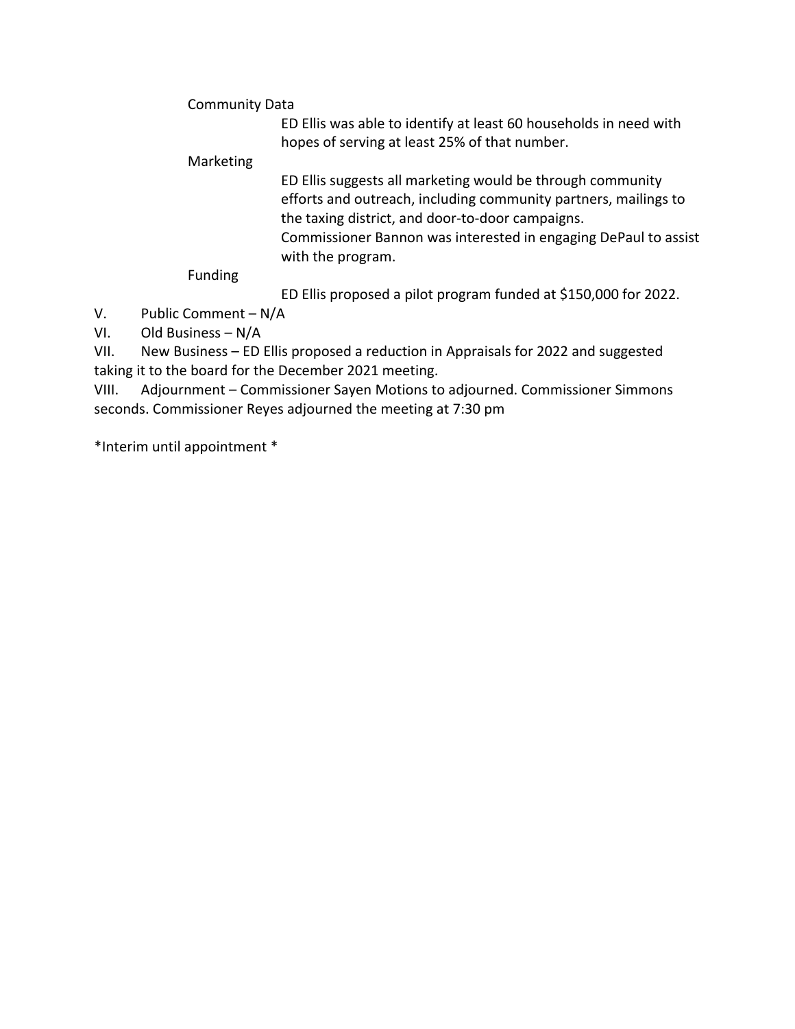Community Data

ED Ellis was able to identify at least 60 households in need with hopes of serving at least 25% of that number.

Marketing

ED Ellis suggests all marketing would be through community efforts and outreach, including community partners, mailings to the taxing district, and door-to-door campaigns.

Commissioner Bannon was interested in engaging DePaul to assist with the program.

Funding

ED Ellis proposed a pilot program funded at $150,000 for 2022.

V. Public Comment – N/A

VI. Old Business – N/A

VII. New Business – ED Ellis proposed a reduction in Appraisals for 2022 and suggested taking it to the board for the December 2021 meeting.

VIII. Adjournment – Commissioner Sayen Motions to adjourned. Commissioner Simmons seconds. Commissioner Reyes adjourned the meeting at 7:30 pm

*Interim until appointment *